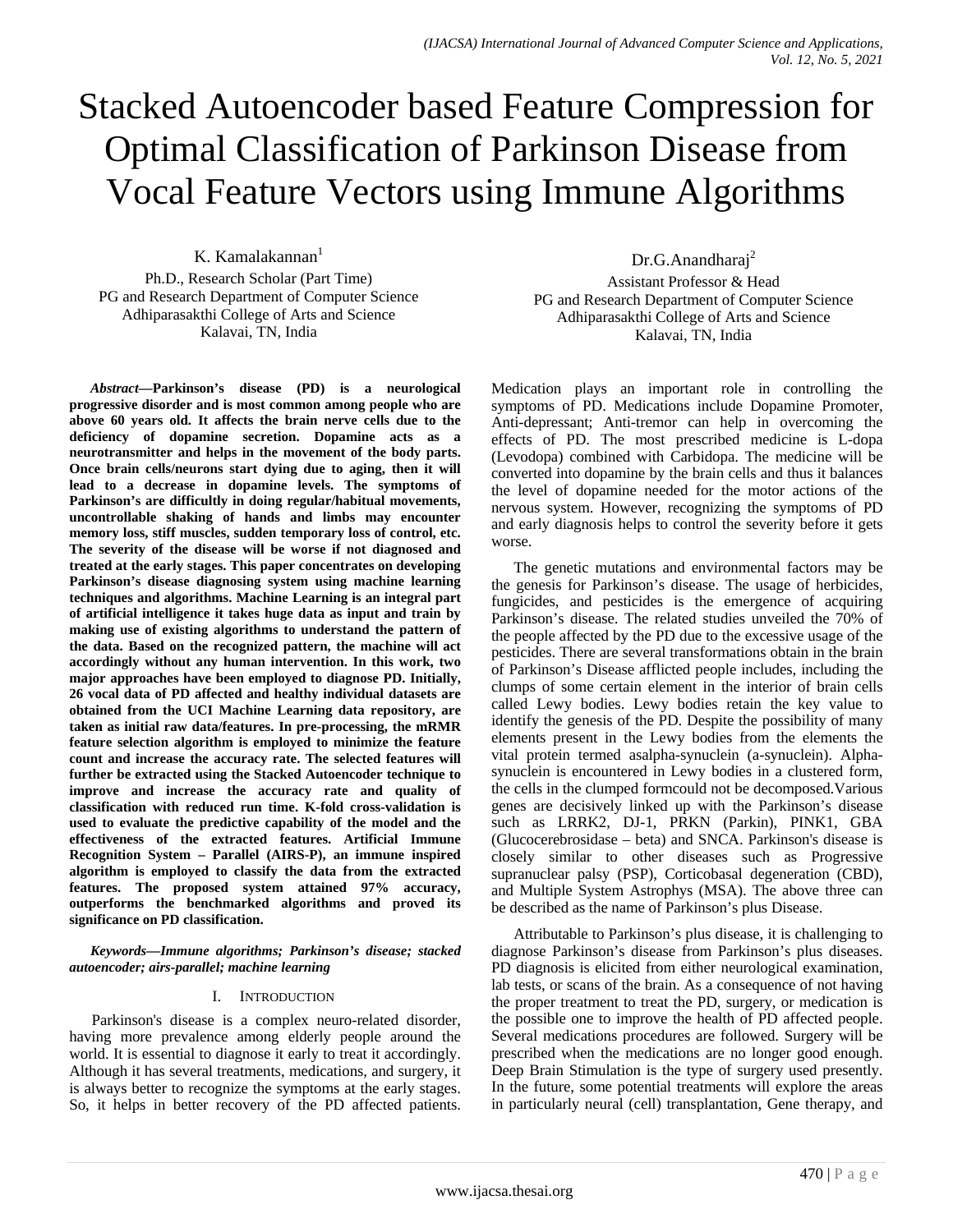# Stacked Autoencoder based Feature Compression for Optimal Classification of Parkinson Disease from Vocal Feature Vectors using Immune Algorithms

K. Kamalakannan[1]
Ph.D., Research Scholar (Part Time)
PG and Research Department of Computer Science
Adhiparasakthi College of Arts and Science
Kalavai, TN, India

Dr.G.Anandharaj[2]
Assistant Professor & Head
PG and Research Department of Computer Science
Adhiparasakthi College of Arts and Science
Kalavai, TN, India

***Abstract*—Parkinson's disease (PD) is a neurological progressive disorder and is most common among people who are above 60 years old. It affects the brain nerve cells due to the deficiency of dopamine secretion. Dopamine acts as a neurotransmitter and helps in the movement of the body parts. Once brain cells/neurons start dying due to aging, then it will lead to a decrease in dopamine levels. The symptoms of Parkinson's are difficultly in doing regular/habitual movements, uncontrollable shaking of hands and limbs may encounter memory loss, stiff muscles, sudden temporary loss of control, etc. The severity of the disease will be worse if not diagnosed and treated at the early stages. This paper concentrates on developing Parkinson's disease diagnosing system using machine learning techniques and algorithms. Machine Learning is an integral part of artificial intelligence it takes huge data as input and train by making use of existing algorithms to understand the pattern of the data. Based on the recognized pattern, the machine will act accordingly without any human intervention. In this work, two major approaches have been employed to diagnose PD. Initially, 26 vocal data of PD affected and healthy individual datasets are obtained from the UCI Machine Learning data repository, are taken as initial raw data/features. In pre-processing, the mRMR feature selection algorithm is employed to minimize the feature count and increase the accuracy rate. The selected features will further be extracted using the Stacked Autoencoder technique to improve and increase the accuracy rate and quality of classification with reduced run time. K-fold cross-validation is used to evaluate the predictive capability of the model and the effectiveness of the extracted features. Artificial Immune Recognition System – Parallel (AIRS-P), an immune inspired algorithm is employed to classify the data from the extracted features. The proposed system attained 97% accuracy, outperforms the benchmarked algorithms and proved its significance on PD classification.**

***Keywords*—Immune algorithms; Parkinson's disease; stacked autoencoder; airs-parallel; machine learning**

## I. Introduction

Parkinson's disease is a complex neuro-related disorder, having more prevalence among elderly people around the world. It is essential to diagnose it early to treat it accordingly. Although it has several treatments, medications, and surgery, it is always better to recognize the symptoms at the early stages. So, it helps in better recovery of the PD affected patients. Medication plays an important role in controlling the symptoms of PD. Medications include Dopamine Promoter, Anti-depressant; Anti-tremor can help in overcoming the effects of PD. The most prescribed medicine is L-dopa (Levodopa) combined with Carbidopa. The medicine will be converted into dopamine by the brain cells and thus it balances the level of dopamine needed for the motor actions of the nervous system. However, recognizing the symptoms of PD and early diagnosis helps to control the severity before it gets worse.

The genetic mutations and environmental factors may be the genesis for Parkinson's disease. The usage of herbicides, fungicides, and pesticides is the emergence of acquiring Parkinson's disease. The related studies unveiled the 70% of the people affected by the PD due to the excessive usage of the pesticides. There are several transformations obtain in the brain of Parkinson's Disease afflicted people includes, including the clumps of some certain element in the interior of brain cells called Lewy bodies. Lewy bodies retain the key value to identify the genesis of the PD. Despite the possibility of many elements present in the Lewy bodies from the elements the vital protein termed asalpha-synuclein (a-synuclein). Alpha-synuclein is encountered in Lewy bodies in a clustered form, the cells in the clumped formcould not be decomposed.Various genes are decisively linked up with the Parkinson's disease such as LRRK2, DJ-1, PRKN (Parkin), PINK1, GBA (Glucocerebrosidase – beta) and SNCA. Parkinson's disease is closely similar to other diseases such as Progressive supranuclear palsy (PSP), Corticobasal degeneration (CBD), and Multiple System Astrophys (MSA). The above three can be described as the name of Parkinson's plus Disease.

Attributable to Parkinson's plus disease, it is challenging to diagnose Parkinson's disease from Parkinson's plus diseases. PD diagnosis is elicited from either neurological examination, lab tests, or scans of the brain. As a consequence of not having the proper treatment to treat the PD, surgery, or medication is the possible one to improve the health of PD affected people. Several medications procedures are followed. Surgery will be prescribed when the medications are no longer good enough. Deep Brain Stimulation is the type of surgery used presently. In the future, some potential treatments will explore the areas in particularly neural (cell) transplantation, Gene therapy, and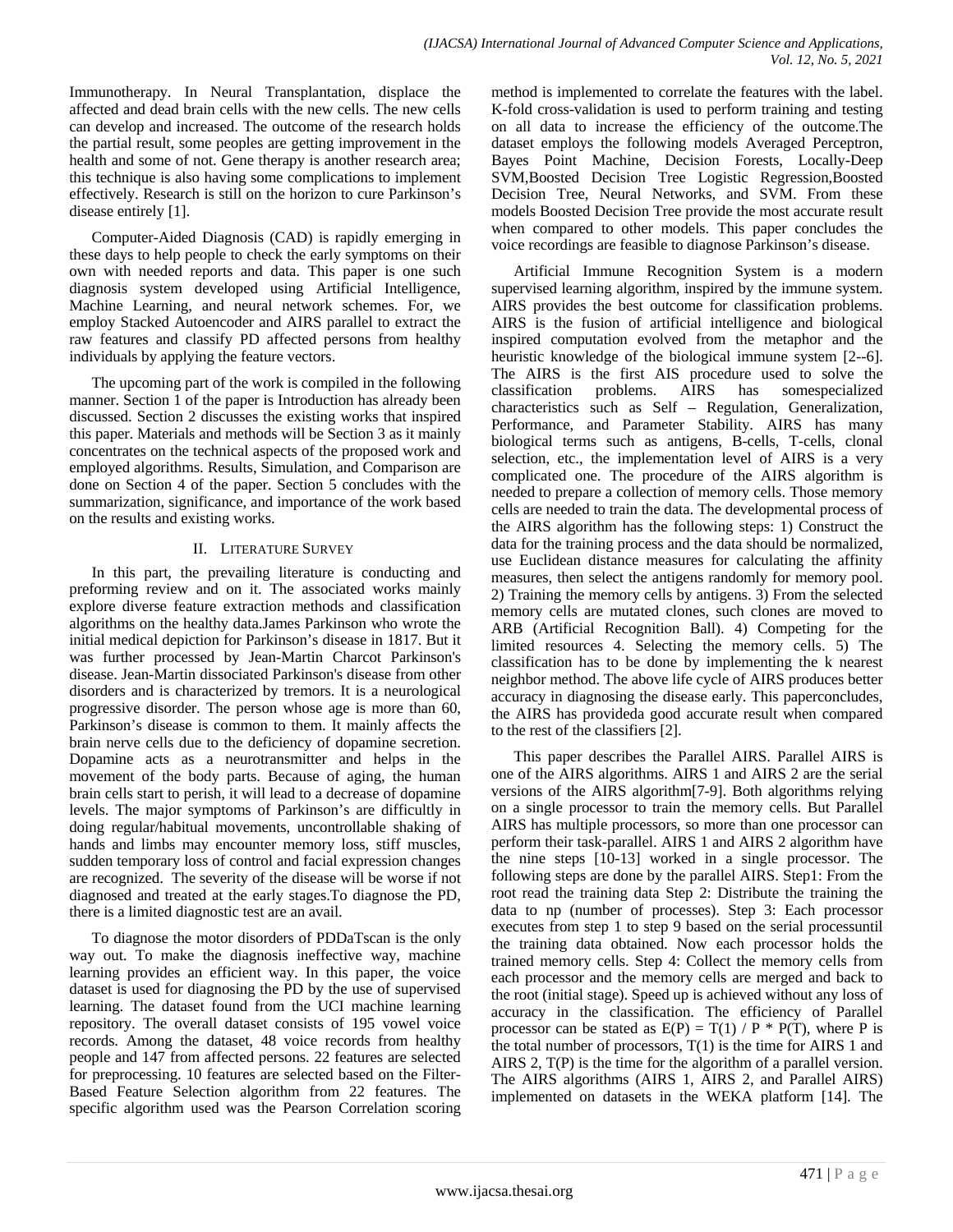Immunotherapy. In Neural Transplantation, displace the affected and dead brain cells with the new cells. The new cells can develop and increased. The outcome of the research holds the partial result, some peoples are getting improvement in the health and some of not. Gene therapy is another research area; this technique is also having some complications to implement effectively. Research is still on the horizon to cure Parkinson's disease entirely [1].

Computer-Aided Diagnosis (CAD) is rapidly emerging in these days to help people to check the early symptoms on their own with needed reports and data. This paper is one such diagnosis system developed using Artificial Intelligence, Machine Learning, and neural network schemes. For, we employ Stacked Autoencoder and AIRS parallel to extract the raw features and classify PD affected persons from healthy individuals by applying the feature vectors.

The upcoming part of the work is compiled in the following manner. Section 1 of the paper is Introduction has already been discussed. Section 2 discusses the existing works that inspired this paper. Materials and methods will be Section 3 as it mainly concentrates on the technical aspects of the proposed work and employed algorithms. Results, Simulation, and Comparison are done on Section 4 of the paper. Section 5 concludes with the summarization, significance, and importance of the work based on the results and existing works.

## II. Literature Survey

In this part, the prevailing literature is conducting and preforming review and on it. The associated works mainly explore diverse feature extraction methods and classification algorithms on the healthy data.James Parkinson who wrote the initial medical depiction for Parkinson's disease in 1817. But it was further processed by Jean-Martin Charcot Parkinson's disease. Jean-Martin dissociated Parkinson's disease from other disorders and is characterized by tremors. It is a neurological progressive disorder. The person whose age is more than 60, Parkinson's disease is common to them. It mainly affects the brain nerve cells due to the deficiency of dopamine secretion. Dopamine acts as a neurotransmitter and helps in the movement of the body parts. Because of aging, the human brain cells start to perish, it will lead to a decrease of dopamine levels. The major symptoms of Parkinson's are difficultly in doing regular/habitual movements, uncontrollable shaking of hands and limbs may encounter memory loss, stiff muscles, sudden temporary loss of control and facial expression changes are recognized. The severity of the disease will be worse if not diagnosed and treated at the early stages.To diagnose the PD, there is a limited diagnostic test are an avail.

To diagnose the motor disorders of PDDaTscan is the only way out. To make the diagnosis ineffective way, machine learning provides an efficient way. In this paper, the voice dataset is used for diagnosing the PD by the use of supervised learning. The dataset found from the UCI machine learning repository. The overall dataset consists of 195 vowel voice records. Among the dataset, 48 voice records from healthy people and 147 from affected persons. 22 features are selected for preprocessing. 10 features are selected based on the Filter-Based Feature Selection algorithm from 22 features. The specific algorithm used was the Pearson Correlation scoring method is implemented to correlate the features with the label. K-fold cross-validation is used to perform training and testing on all data to increase the efficiency of the outcome.The dataset employs the following models Averaged Perceptron, Bayes Point Machine, Decision Forests, Locally-Deep SVM,Boosted Decision Tree Logistic Regression,Boosted Decision Tree, Neural Networks, and SVM. From these models Boosted Decision Tree provide the most accurate result when compared to other models. This paper concludes the voice recordings are feasible to diagnose Parkinson's disease.

Artificial Immune Recognition System is a modern supervised learning algorithm, inspired by the immune system. AIRS provides the best outcome for classification problems. AIRS is the fusion of artificial intelligence and biological inspired computation evolved from the metaphor and the heuristic knowledge of the biological immune system [2--6]. The AIRS is the first AIS procedure used to solve the classification problems. AIRS has somespecialized characteristics such as Self – Regulation, Generalization, Performance, and Parameter Stability. AIRS has many biological terms such as antigens, B-cells, T-cells, clonal selection, etc., the implementation level of AIRS is a very complicated one. The procedure of the AIRS algorithm is needed to prepare a collection of memory cells. Those memory cells are needed to train the data. The developmental process of the AIRS algorithm has the following steps: 1) Construct the data for the training process and the data should be normalized, use Euclidean distance measures for calculating the affinity measures, then select the antigens randomly for memory pool. 2) Training the memory cells by antigens. 3) From the selected memory cells are mutated clones, such clones are moved to ARB (Artificial Recognition Ball). 4) Competing for the limited resources 4. Selecting the memory cells. 5) The classification has to be done by implementing the k nearest neighbor method. The above life cycle of AIRS produces better accuracy in diagnosing the disease early. This paperconcludes, the AIRS has provideda good accurate result when compared to the rest of the classifiers [2].

This paper describes the Parallel AIRS. Parallel AIRS is one of the AIRS algorithms. AIRS 1 and AIRS 2 are the serial versions of the AIRS algorithm[7-9]. Both algorithms relying on a single processor to train the memory cells. But Parallel AIRS has multiple processors, so more than one processor can perform their task-parallel. AIRS 1 and AIRS 2 algorithm have the nine steps [10-13] worked in a single processor. The following steps are done by the parallel AIRS. Step1: From the root read the training data Step 2: Distribute the training the data to np (number of processes). Step 3: Each processor executes from step 1 to step 9 based on the serial processuntil the training data obtained. Now each processor holds the trained memory cells. Step 4: Collect the memory cells from each processor and the memory cells are merged and back to the root (initial stage). Speed up is achieved without any loss of accuracy in the classification. The efficiency of Parallel processor can be stated as $E(P) = T(1) / P * P(T)$, where P is the total number of processors, T(1) is the time for AIRS 1 and AIRS 2, T(P) is the time for the algorithm of a parallel version. The AIRS algorithms (AIRS 1, AIRS 2, and Parallel AIRS) implemented on datasets in the WEKA platform [14]. The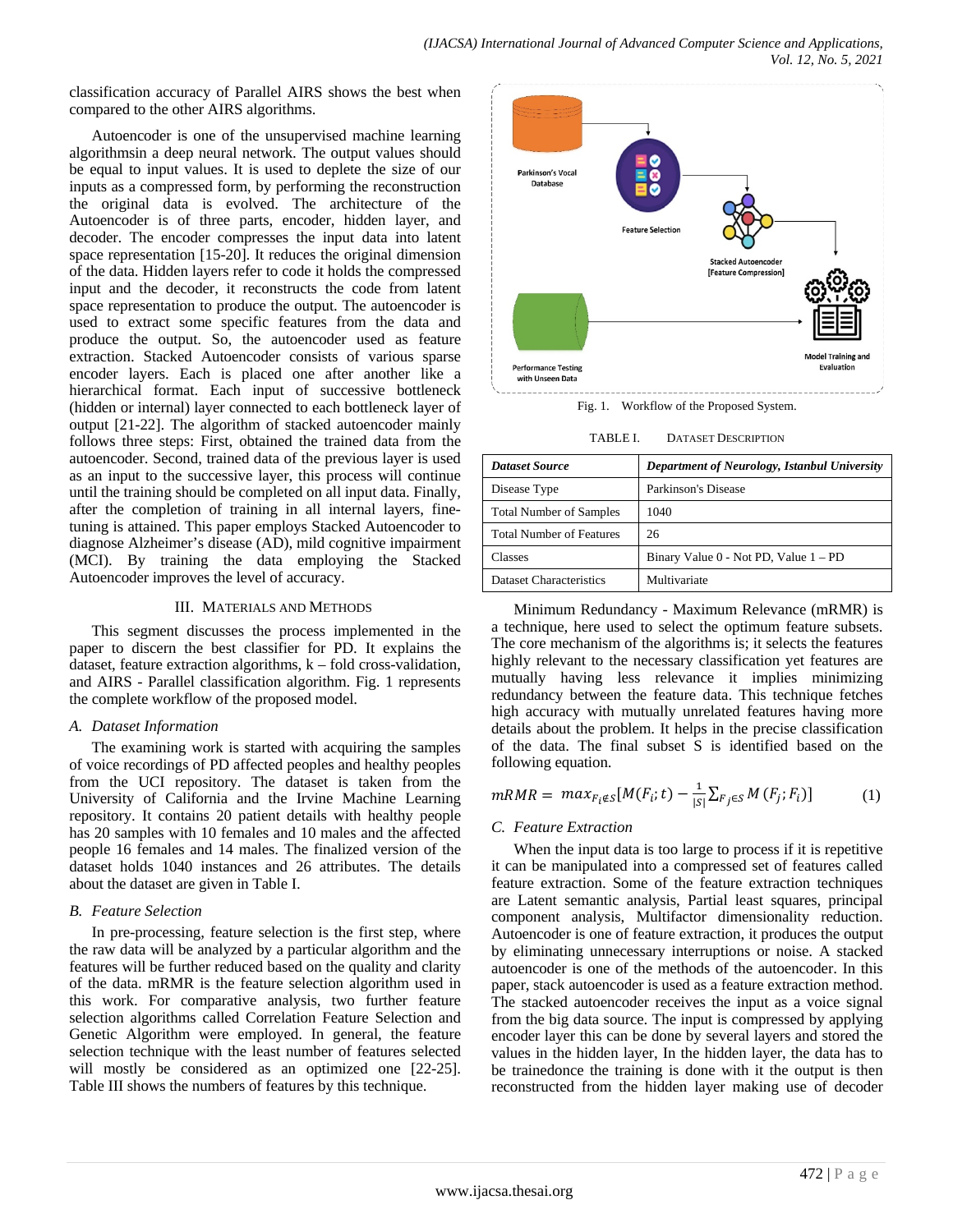classification accuracy of Parallel AIRS shows the best when compared to the other AIRS algorithms.

Autoencoder is one of the unsupervised machine learning algorithmsin a deep neural network. The output values should be equal to input values. It is used to deplete the size of our inputs as a compressed form, by performing the reconstruction the original data is evolved. The architecture of the Autoencoder is of three parts, encoder, hidden layer, and decoder. The encoder compresses the input data into latent space representation [15-20]. It reduces the original dimension of the data. Hidden layers refer to code it holds the compressed input and the decoder, it reconstructs the code from latent space representation to produce the output. The autoencoder is used to extract some specific features from the data and produce the output. So, the autoencoder used as feature extraction. Stacked Autoencoder consists of various sparse encoder layers. Each is placed one after another like a hierarchical format. Each input of successive bottleneck (hidden or internal) layer connected to each bottleneck layer of output [21-22]. The algorithm of stacked autoencoder mainly follows three steps: First, obtained the trained data from the autoencoder. Second, trained data of the previous layer is used as an input to the successive layer, this process will continue until the training should be completed on all input data. Finally, after the completion of training in all internal layers, fine-tuning is attained. This paper employs Stacked Autoencoder to diagnose Alzheimer's disease (AD), mild cognitive impairment (MCI). By training the data employing the Stacked Autoencoder improves the level of accuracy.

## III. Materials and Methods

This segment discusses the process implemented in the paper to discern the best classifier for PD. It explains the dataset, feature extraction algorithms, k – fold cross-validation, and AIRS - Parallel classification algorithm. Fig. 1 represents the complete workflow of the proposed model.

### A. Dataset Information

The examining work is started with acquiring the samples of voice recordings of PD affected peoples and healthy peoples from the UCI repository. The dataset is taken from the University of California and the Irvine Machine Learning repository. It contains 20 patient details with healthy people has 20 samples with 10 females and 10 males and the affected people 16 females and 14 males. The finalized version of the dataset holds 1040 instances and 26 attributes. The details about the dataset are given in Table I.

### B. Feature Selection

In pre-processing, feature selection is the first step, where the raw data will be analyzed by a particular algorithm and the features will be further reduced based on the quality and clarity of the data. mRMR is the feature selection algorithm used in this work. For comparative analysis, two further feature selection algorithms called Correlation Feature Selection and Genetic Algorithm were employed. In general, the feature selection technique with the least number of features selected will mostly be considered as an optimized one [22-25]. Table III shows the numbers of features by this technique.

Fig. 1. Workflow of the Proposed System.

TABLE I. Dataset Description

| ***Dataset Source*** | ***Department of Neurology, Istanbul University*** |
|---|---|
| Disease Type | Parkinson's Disease |
| Total Number of Samples | 1040 |
| Total Number of Features | 26 |
| Classes | Binary Value 0 - Not PD, Value 1 – PD |
| Dataset Characteristics | Multivariate |

Minimum Redundancy - Maximum Relevance (mRMR) is a technique, here used to select the optimum feature subsets. The core mechanism of the algorithms is; it selects the features highly relevant to the necessary classification yet features are mutually having less relevance it implies minimizing redundancy between the feature data. This technique fetches high accuracy with mutually unrelated features having more details about the problem. It helps in the precise classification of the data. The final subset S is identified based on the following equation.

$$mRMR = max_{F_i \notin S}[M(F_i;t) - \frac{1}{|S|}\sum_{F_j \in S} M(F_j;F_i)] \tag{1}$$

### C. Feature Extraction

When the input data is too large to process if it is repetitive it can be manipulated into a compressed set of features called feature extraction. Some of the feature extraction techniques are Latent semantic analysis, Partial least squares, principal component analysis, Multifactor dimensionality reduction. Autoencoder is one of feature extraction, it produces the output by eliminating unnecessary interruptions or noise. A stacked autoencoder is one of the methods of the autoencoder. In this paper, stack autoencoder is used as a feature extraction method. The stacked autoencoder receives the input as a voice signal from the big data source. The input is compressed by applying encoder layer this can be done by several layers and stored the values in the hidden layer, In the hidden layer, the data has to be trainedonce the training is done with it the output is then reconstructed from the hidden layer making use of decoder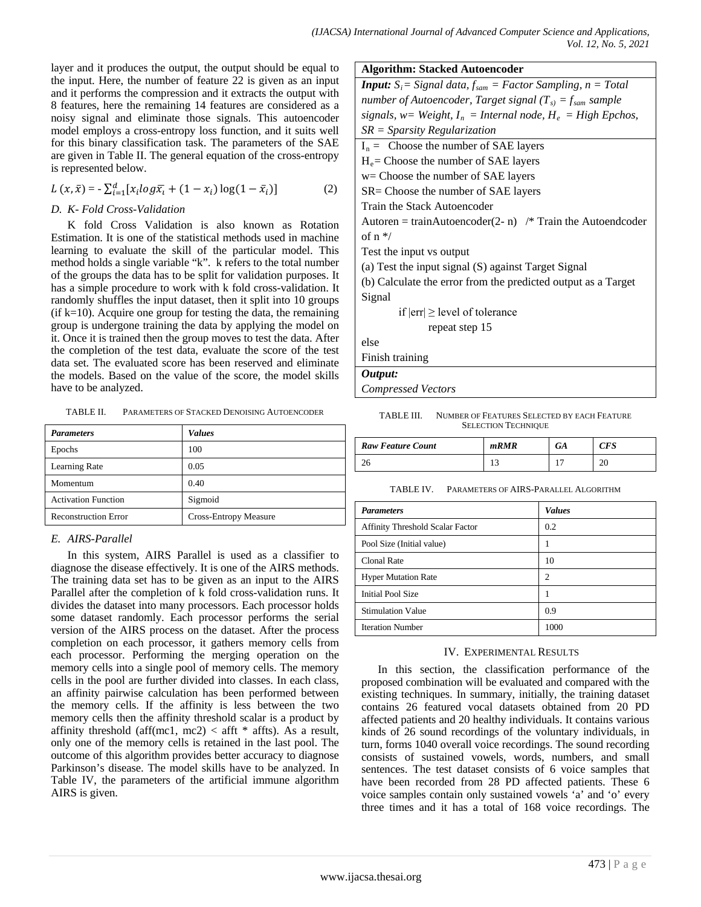layer and it produces the output, the output should be equal to the input. Here, the number of feature 22 is given as an input and it performs the compression and it extracts the output with 8 features, here the remaining 14 features are considered as a noisy signal and eliminate those signals. This autoencoder model employs a cross-entropy loss function, and it suits well for this binary classification task. The parameters of the SAE are given in Table II. The general equation of the cross-entropy is represented below.

$$L(x, \bar{x}) = -\sum_{i=1}^{d}[x_i log\bar{x_i} + (1 - x_i)\log(1 - \bar{x}_i)] \quad (2)$$

### D. K- Fold Cross-Validation

K fold Cross Validation is also known as Rotation Estimation. It is one of the statistical methods used in machine learning to evaluate the skill of the particular model. This method holds a single variable "k". k refers to the total number of the groups the data has to be split for validation purposes. It has a simple procedure to work with k fold cross-validation. It randomly shuffles the input dataset, then it split into 10 groups (if k=10). Acquire one group for testing the data, the remaining group is undergone training the data by applying the model on it. Once it is trained then the group moves to test the data. After the completion of the test data, evaluate the score of the test data set. The evaluated score has been reserved and eliminate the models. Based on the value of the score, the model skills have to be analyzed.

TABLE II. PARAMETERS OF STACKED DENOISING AUTOENCODER

| *Parameters* | *Values* |
|---|---|
| Epochs | 100 |
| Learning Rate | 0.05 |
| Momentum | 0.40 |
| Activation Function | Sigmoid |
| Reconstruction Error | Cross-Entropy Measure |

### E. AIRS-Parallel

In this system, AIRS Parallel is used as a classifier to diagnose the disease effectively. It is one of the AIRS methods. The training data set has to be given as an input to the AIRS Parallel after the completion of k fold cross-validation runs. It divides the dataset into many processors. Each processor holds some dataset randomly. Each processor performs the serial version of the AIRS process on the dataset. After the process completion on each processor, it gathers memory cells from each processor. Performing the merging operation on the memory cells into a single pool of memory cells. The memory cells in the pool are further divided into classes. In each class, an affinity pairwise calculation has been performed between the memory cells. If the affinity is less between the two memory cells then the affinity threshold scalar is a product by affinity threshold (aff(mc1, mc2) < afft * affts). As a result, only one of the memory cells is retained in the last pool. The outcome of this algorithm provides better accuracy to diagnose Parkinson's disease. The model skills have to be analyzed. In Table IV, the parameters of the artificial immune algorithm AIRS is given.

**Algorithm: Stacked Autoencoder**

***Input:*** *$S_i$ = Signal data, $f_{sam}$ = Factor Sampling, n = Total number of Autoencoder, Target signal ($T_s$) = $f_{sam}$ sample signals, w= Weight, $I_n$ = Internal node, $H_e$ = High Epchos, SR = Sparsity Regularization*

$I_n$ = Choose the number of SAE layers
$H_e$= Choose the number of SAE layers
w= Choose the number of SAE layers
SR= Choose the number of SAE layers
Train the Stack Autoencoder
Autoren = trainAutoencoder(2- n) /* Train the Autoendcoder of n */
Test the input vs output
(a) Test the input signal (S) against Target Signal
(b) Calculate the error from the predicted output as a Target Signal
    if |err| ≥ level of tolerance
        repeat step 15
else
Finish training

***Output:***
*Compressed Vectors*

TABLE III. NUMBER OF FEATURES SELECTED BY EACH FEATURE SELECTION TECHNIQUE

| *Raw Feature Count* | *mRMR* | *GA* | *CFS* |
|---|---|---|---|
| 26 | 13 | 17 | 20 |

TABLE IV. PARAMETERS OF AIRS-PARALLEL ALGORITHM

| *Parameters* | *Values* |
|---|---|
| Affinity Threshold Scalar Factor | 0.2 |
| Pool Size (Initial value) | 1 |
| Clonal Rate | 10 |
| Hyper Mutation Rate | 2 |
| Initial Pool Size | 1 |
| Stimulation Value | 0.9 |
| Iteration Number | 1000 |

## IV. EXPERIMENTAL RESULTS

In this section, the classification performance of the proposed combination will be evaluated and compared with the existing techniques. In summary, initially, the training dataset contains 26 featured vocal datasets obtained from 20 PD affected patients and 20 healthy individuals. It contains various kinds of 26 sound recordings of the voluntary individuals, in turn, forms 1040 overall voice recordings. The sound recording consists of sustained vowels, words, numbers, and small sentences. The test dataset consists of 6 voice samples that have been recorded from 28 PD affected patients. These 6 voice samples contain only sustained vowels 'a' and 'o' every three times and it has a total of 168 voice recordings. The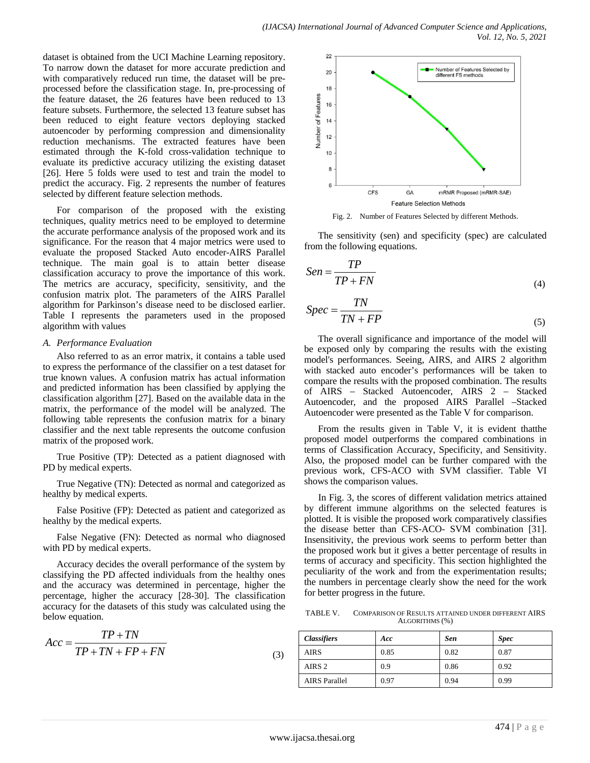dataset is obtained from the UCI Machine Learning repository. To narrow down the dataset for more accurate prediction and with comparatively reduced run time, the dataset will be pre-processed before the classification stage. In, pre-processing of the feature dataset, the 26 features have been reduced to 13 feature subsets. Furthermore, the selected 13 feature subset has been reduced to eight feature vectors deploying stacked autoencoder by performing compression and dimensionality reduction mechanisms. The extracted features have been estimated through the K-fold cross-validation technique to evaluate its predictive accuracy utilizing the existing dataset [26]. Here 5 folds were used to test and train the model to predict the accuracy. Fig. 2 represents the number of features selected by different feature selection methods.

For comparison of the proposed with the existing techniques, quality metrics need to be employed to determine the accurate performance analysis of the proposed work and its significance. For the reason that 4 major metrics were used to evaluate the proposed Stacked Auto encoder-AIRS Parallel technique. The main goal is to attain better disease classification accuracy to prove the importance of this work. The metrics are accuracy, specificity, sensitivity, and the confusion matrix plot. The parameters of the AIRS Parallel algorithm for Parkinson's disease need to be disclosed earlier. Table I represents the parameters used in the proposed algorithm with values

### *A. Performance Evaluation*

Also referred to as an error matrix, it contains a table used to express the performance of the classifier on a test dataset for true known values. A confusion matrix has actual information and predicted information has been classified by applying the classification algorithm [27]. Based on the available data in the matrix, the performance of the model will be analyzed. The following table represents the confusion matrix for a binary classifier and the next table represents the outcome confusion matrix of the proposed work.

True Positive (TP): Detected as a patient diagnosed with PD by medical experts.

True Negative (TN): Detected as normal and categorized as healthy by medical experts.

False Positive (FP): Detected as patient and categorized as healthy by the medical experts.

False Negative (FN): Detected as normal who diagnosed with PD by medical experts.

Accuracy decides the overall performance of the system by classifying the PD affected individuals from the healthy ones and the accuracy was determined in percentage, higher the percentage, higher the accuracy [28-30]. The classification accuracy for the datasets of this study was calculated using the below equation.

$$Acc = \frac{TP + TN}{TP + TN + FP + FN} \tag{3}$$

Fig. 2. Number of Features Selected by different Methods.

The sensitivity (sen) and specificity (spec) are calculated from the following equations.

$$Sen = \frac{TP}{TP + FN} \tag{4}$$

$$Spec = \frac{TN}{TN + FP} \tag{5}$$

The overall significance and importance of the model will be exposed only by comparing the results with the existing model's performances. Seeing, AIRS, and AIRS 2 algorithm with stacked auto encoder's performances will be taken to compare the results with the proposed combination. The results of AIRS – Stacked Autoencoder, AIRS 2 – Stacked Autoencoder, and the proposed AIRS Parallel –Stacked Autoencoder were presented as the Table V for comparison.

From the results given in Table V, it is evident thatthe proposed model outperforms the compared combinations in terms of Classification Accuracy, Specificity, and Sensitivity. Also, the proposed model can be further compared with the previous work, CFS-ACO with SVM classifier. Table VI shows the comparison values.

In Fig. 3, the scores of different validation metrics attained by different immune algorithms on the selected features is plotted. It is visible the proposed work comparatively classifies the disease better than CFS-ACO- SVM combination [31]. Insensitivity, the previous work seems to perform better than the proposed work but it gives a better percentage of results in terms of accuracy and specificity. This section highlighted the peculiarity of the work and from the experimentation results; the numbers in percentage clearly show the need for the work for better progress in the future.

TABLE V. COMPARISON OF RESULTS ATTAINED UNDER DIFFERENT AIRS ALGORITHMS (%)

| *Classifiers* | *Acc* | *Sen* | *Spec* |
|---|---|---|---|
| AIRS | 0.85 | 0.82 | 0.87 |
| AIRS 2 | 0.9 | 0.86 | 0.92 |
| AIRS Parallel | 0.97 | 0.94 | 0.99 |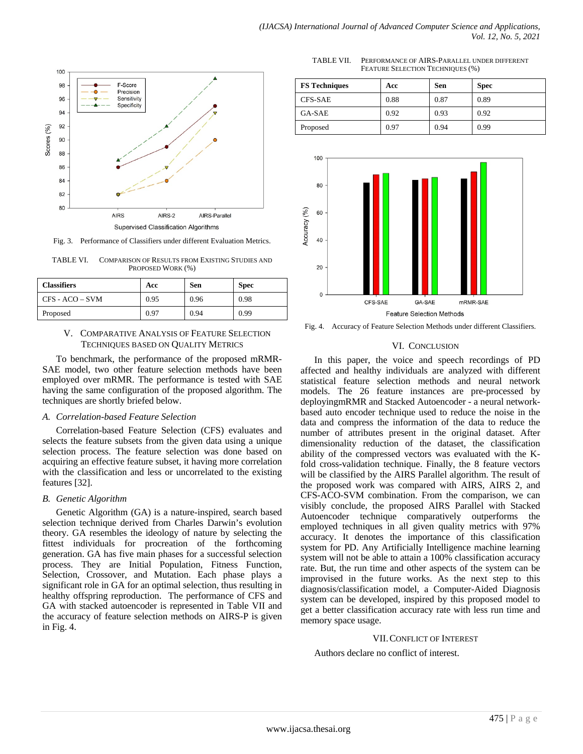Fig. 3. Performance of Classifiers under different Evaluation Metrics.

TABLE VI. COMPARISON OF RESULTS FROM EXISTING STUDIES AND PROPOSED WORK (%)

| Classifiers | Acc | Sen | Spec |
|---|---|---|---|
| CFS - ACO – SVM | 0.95 | 0.96 | 0.98 |
| Proposed | 0.97 | 0.94 | 0.99 |

## V. COMPARATIVE ANALYSIS OF FEATURE SELECTION TECHNIQUES BASED ON QUALITY METRICS

To benchmark, the performance of the proposed mRMR-SAE model, two other feature selection methods have been employed over mRMR. The performance is tested with SAE having the same configuration of the proposed algorithm. The techniques are shortly briefed below.

### *A. Correlation-based Feature Selection*

Correlation-based Feature Selection (CFS) evaluates and selects the feature subsets from the given data using a unique selection process. The feature selection was done based on acquiring an effective feature subset, it having more correlation with the classification and less or uncorrelated to the existing features [32].

### *B. Genetic Algorithm*

Genetic Algorithm (GA) is a nature-inspired, search based selection technique derived from Charles Darwin's evolution theory. GA resembles the ideology of nature by selecting the fittest individuals for procreation of the forthcoming generation. GA has five main phases for a successful selection process. They are Initial Population, Fitness Function, Selection, Crossover, and Mutation. Each phase plays a significant role in GA for an optimal selection, thus resulting in healthy offspring reproduction. The performance of CFS and GA with stacked autoencoder is represented in Table VII and the accuracy of feature selection methods on AIRS-P is given in Fig. 4.

TABLE VII. PERFORMANCE OF AIRS-PARALLEL UNDER DIFFERENT FEATURE SELECTION TECHNIQUES (%)

| FS Techniques | Acc | Sen | Spec |
|---|---|---|---|
| CFS-SAE | 0.88 | 0.87 | 0.89 |
| GA-SAE | 0.92 | 0.93 | 0.92 |
| Proposed | 0.97 | 0.94 | 0.99 |

Fig. 4. Accuracy of Feature Selection Methods under different Classifiers.

## VI. CONCLUSION

In this paper, the voice and speech recordings of PD affected and healthy individuals are analyzed with different statistical feature selection methods and neural network models. The 26 feature instances are pre-processed by deployingmRMR and Stacked Autoencoder - a neural network-based auto encoder technique used to reduce the noise in the data and compress the information of the data to reduce the number of attributes present in the original dataset. After dimensionality reduction of the dataset, the classification ability of the compressed vectors was evaluated with the K-fold cross-validation technique. Finally, the 8 feature vectors will be classified by the AIRS Parallel algorithm. The result of the proposed work was compared with AIRS, AIRS 2, and CFS-ACO-SVM combination. From the comparison, we can visibly conclude, the proposed AIRS Parallel with Stacked Autoencoder technique comparatively outperforms the employed techniques in all given quality metrics with 97% accuracy. It denotes the importance of this classification system for PD. Any Artificially Intelligence machine learning system will not be able to attain a 100% classification accuracy rate. But, the run time and other aspects of the system can be improvised in the future works. As the next step to this diagnosis/classification model, a Computer-Aided Diagnosis system can be developed, inspired by this proposed model to get a better classification accuracy rate with less run time and memory space usage.

## VII. CONFLICT OF INTEREST

Authors declare no conflict of interest.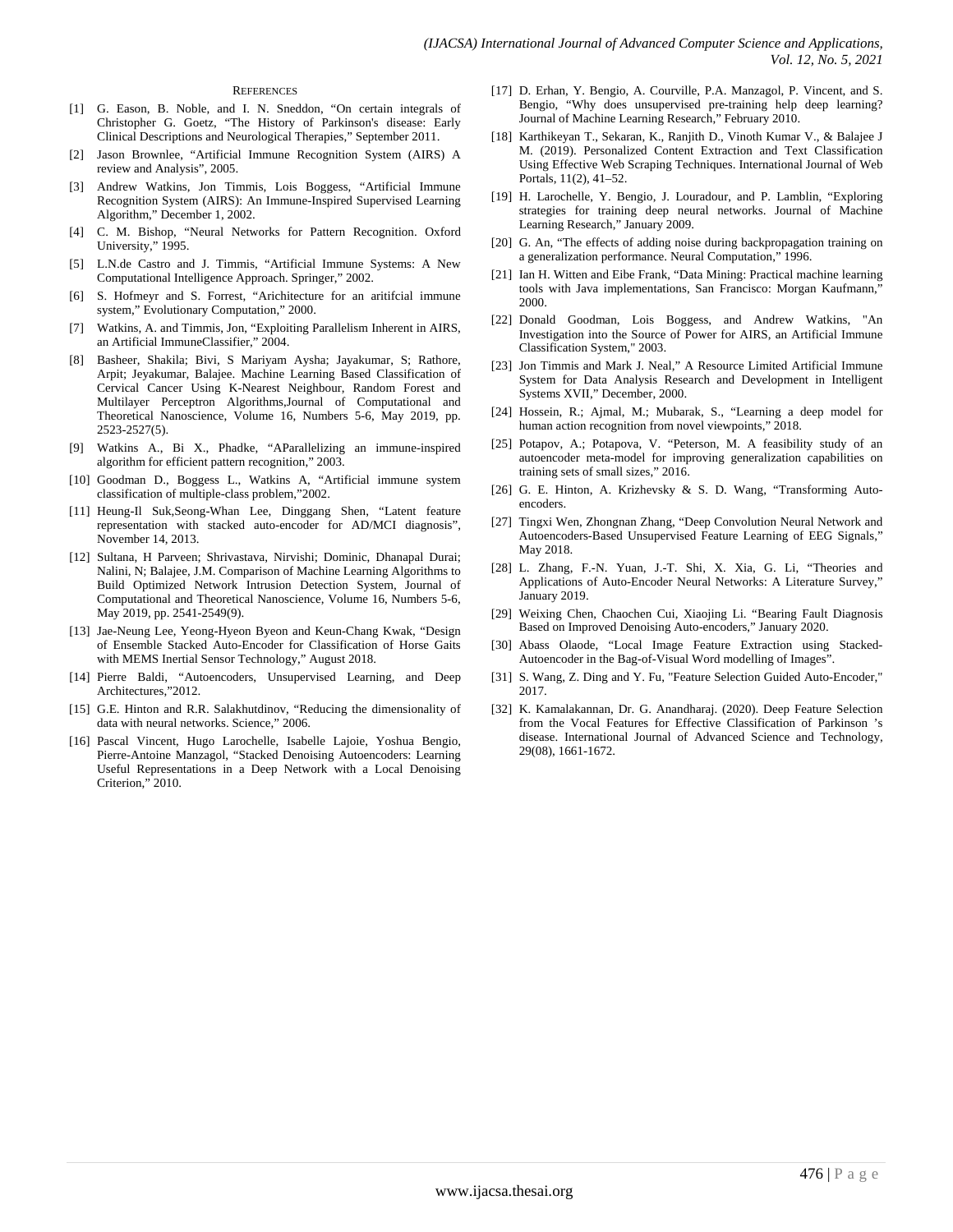## REFERENCES

[1] G. Eason, B. Noble, and I. N. Sneddon, "On certain integrals of Christopher G. Goetz, "The History of Parkinson's disease: Early Clinical Descriptions and Neurological Therapies," September 2011.

[2] Jason Brownlee, "Artificial Immune Recognition System (AIRS) A review and Analysis", 2005.

[3] Andrew Watkins, Jon Timmis, Lois Boggess, "Artificial Immune Recognition System (AIRS): An Immune-Inspired Supervised Learning Algorithm," December 1, 2002.

[4] C. M. Bishop, "Neural Networks for Pattern Recognition. Oxford University," 1995.

[5] L.N.de Castro and J. Timmis, "Artificial Immune Systems: A New Computational Intelligence Approach. Springer," 2002.

[6] S. Hofmeyr and S. Forrest, "Arichitecture for an aritifcial immune system," Evolutionary Computation," 2000.

[7] Watkins, A. and Timmis, Jon, "Exploiting Parallelism Inherent in AIRS, an Artificial ImmuneClassifier," 2004.

[8] Basheer, Shakila; Bivi, S Mariyam Aysha; Jayakumar, S; Rathore, Arpit; Jeyakumar, Balajee. Machine Learning Based Classification of Cervical Cancer Using K-Nearest Neighbour, Random Forest and Multilayer Perceptron Algorithms,Journal of Computational and Theoretical Nanoscience, Volume 16, Numbers 5-6, May 2019, pp. 2523-2527(5).

[9] Watkins A., Bi X., Phadke, "AParallelizing an immune-inspired algorithm for efficient pattern recognition," 2003.

[10] Goodman D., Boggess L., Watkins A, "Artificial immune system classification of multiple-class problem,"2002.

[11] Heung-Il Suk,Seong-Whan Lee, Dinggang Shen, "Latent feature representation with stacked auto-encoder for AD/MCI diagnosis", November 14, 2013.

[12] Sultana, H Parveen; Shrivastava, Nirvishi; Dominic, Dhanapal Durai; Nalini, N; Balajee, J.M. Comparison of Machine Learning Algorithms to Build Optimized Network Intrusion Detection System, Journal of Computational and Theoretical Nanoscience, Volume 16, Numbers 5-6, May 2019, pp. 2541-2549(9).

[13] Jae-Neung Lee, Yeong-Hyeon Byeon and Keun-Chang Kwak, "Design of Ensemble Stacked Auto-Encoder for Classification of Horse Gaits with MEMS Inertial Sensor Technology," August 2018.

[14] Pierre Baldi, "Autoencoders, Unsupervised Learning, and Deep Architectures,"2012.

[15] G.E. Hinton and R.R. Salakhutdinov, "Reducing the dimensionality of data with neural networks. Science," 2006.

[16] Pascal Vincent, Hugo Larochelle, Isabelle Lajoie, Yoshua Bengio, Pierre-Antoine Manzagol, "Stacked Denoising Autoencoders: Learning Useful Representations in a Deep Network with a Local Denoising Criterion," 2010.

[17] D. Erhan, Y. Bengio, A. Courville, P.A. Manzagol, P. Vincent, and S. Bengio, "Why does unsupervised pre-training help deep learning? Journal of Machine Learning Research," February 2010.

[18] Karthikeyan T., Sekaran, K., Ranjith D., Vinoth Kumar V., & Balajee J M. (2019). Personalized Content Extraction and Text Classification Using Effective Web Scraping Techniques. International Journal of Web Portals, 11(2), 41–52.

[19] H. Larochelle, Y. Bengio, J. Louradour, and P. Lamblin, "Exploring strategies for training deep neural networks. Journal of Machine Learning Research," January 2009.

[20] G. An, "The effects of adding noise during backpropagation training on a generalization performance. Neural Computation," 1996.

[21] Ian H. Witten and Eibe Frank, "Data Mining: Practical machine learning tools with Java implementations, San Francisco: Morgan Kaufmann," 2000.

[22] Donald Goodman, Lois Boggess, and Andrew Watkins, "An Investigation into the Source of Power for AIRS, an Artificial Immune Classification System," 2003.

[23] Jon Timmis and Mark J. Neal," A Resource Limited Artificial Immune System for Data Analysis Research and Development in Intelligent Systems XVII," December, 2000.

[24] Hossein, R.; Ajmal, M.; Mubarak, S., "Learning a deep model for human action recognition from novel viewpoints," 2018.

[25] Potapov, A.; Potapova, V. "Peterson, M. A feasibility study of an autoencoder meta-model for improving generalization capabilities on training sets of small sizes," 2016.

[26] G. E. Hinton, A. Krizhevsky & S. D. Wang, "Transforming Auto-encoders.

[27] Tingxi Wen, Zhongnan Zhang, "Deep Convolution Neural Network and Autoencoders-Based Unsupervised Feature Learning of EEG Signals," May 2018.

[28] L. Zhang, F.-N. Yuan, J.-T. Shi, X. Xia, G. Li, "Theories and Applications of Auto-Encoder Neural Networks: A Literature Survey," January 2019.

[29] Weixing Chen, Chaochen Cui, Xiaojing Li. "Bearing Fault Diagnosis Based on Improved Denoising Auto-encoders," January 2020.

[30] Abass Olaode, "Local Image Feature Extraction using Stacked-Autoencoder in the Bag-of-Visual Word modelling of Images".

[31] S. Wang, Z. Ding and Y. Fu, "Feature Selection Guided Auto-Encoder," 2017.

[32] K. Kamalakannan, Dr. G. Anandharaj. (2020). Deep Feature Selection from the Vocal Features for Effective Classification of Parkinson 's disease. International Journal of Advanced Science and Technology, 29(08), 1661-1672.